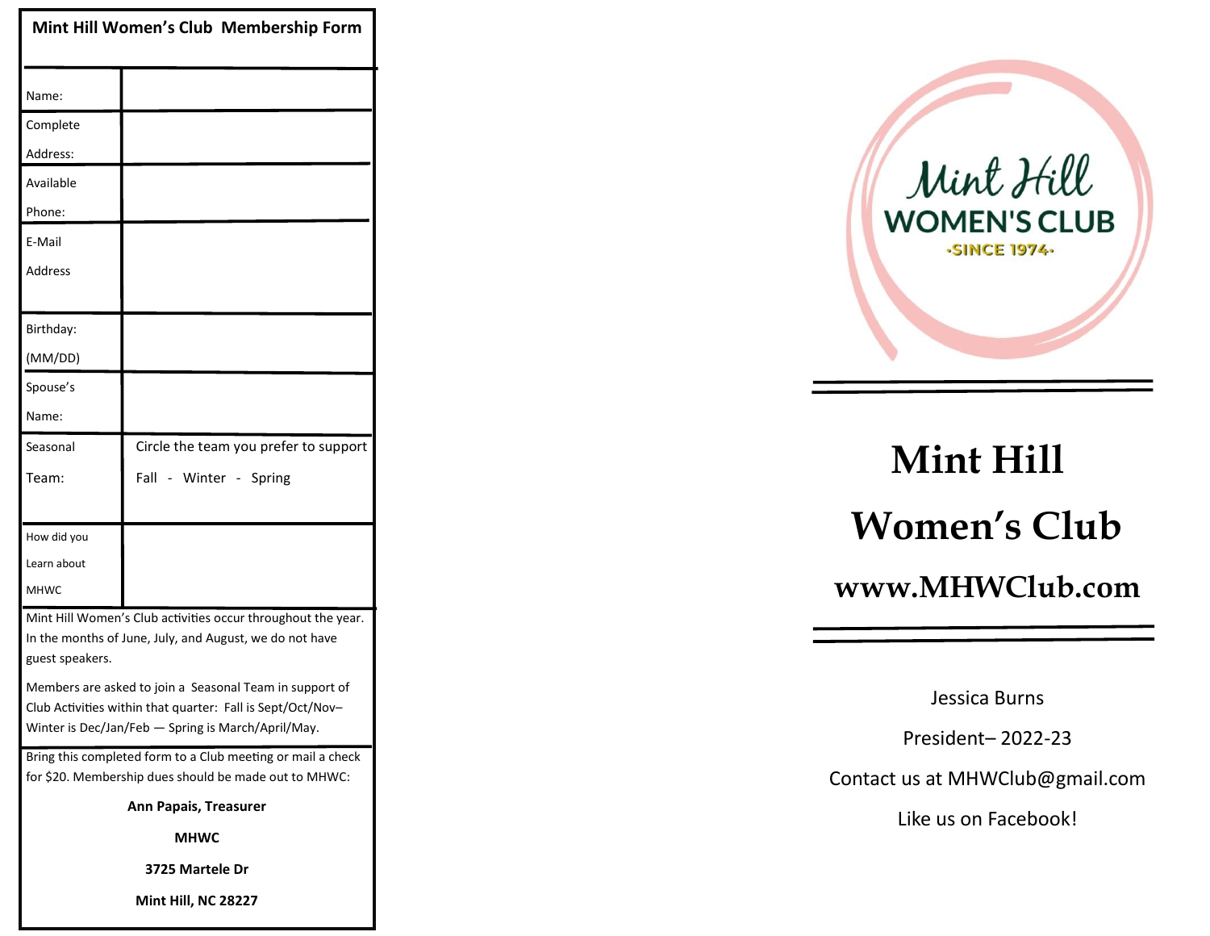## Mint Hill Women's Club Membership Form

| | |
|---|---|
| Name: | |
| Complete Address: | |
| Available Phone: | |
| E-Mail Address | |
| Birthday: (MM/DD) | |
| Spouse's Name: | |
| Seasonal Team: | Circle the team you prefer to support<br>Fall - Winter - Spring |
| How did you Learn about MHWC | |

Mint Hill Women's Club activities occur throughout the year. In the months of June, July, and August, we do not have guest speakers.

Members are asked to join a Seasonal Team in support of Club Activities within that quarter: Fall is Sept/Oct/Nov– Winter is Dec/Jan/Feb — Spring is March/April/May.

Bring this completed form to a Club meeting or mail a check for $20. Membership dues should be made out to MHWC:

**Ann Papais, Treasurer**

**MHWC**

**3725 Martele Dr**

**Mint Hill, NC 28227**

Mint Hill
WOMEN'S CLUB
·SINCE 1974·

# Mint Hill Women's Club

## www.MHWClub.com

Jessica Burns

President– 2022-23

Contact us at MHWClub@gmail.com

Like us on Facebook!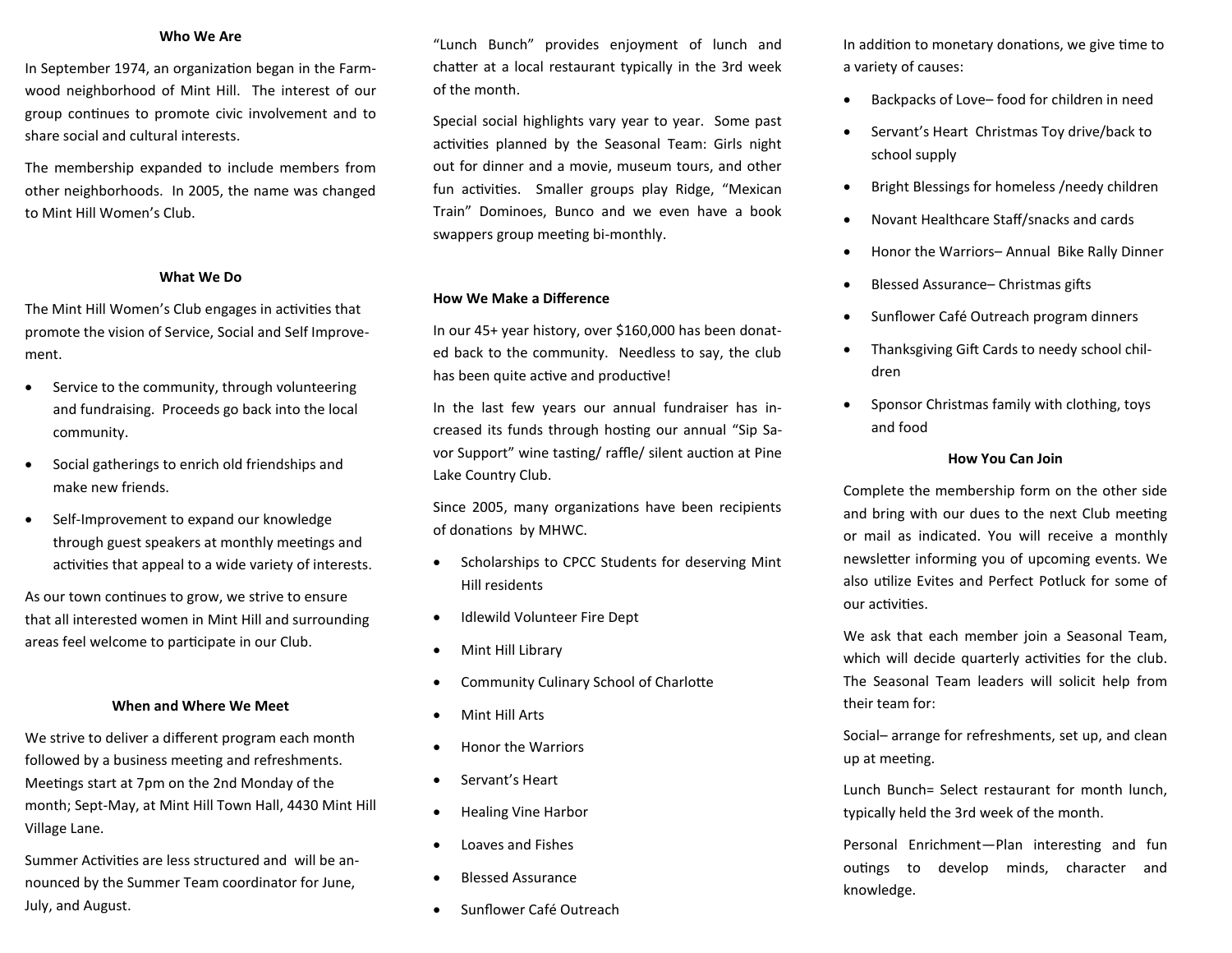## Who We Are

In September 1974, an organization began in the Farmwood neighborhood of Mint Hill. The interest of our group continues to promote civic involvement and to share social and cultural interests.

The membership expanded to include members from other neighborhoods. In 2005, the name was changed to Mint Hill Women's Club.

## What We Do

The Mint Hill Women's Club engages in activities that promote the vision of Service, Social and Self Improvement.

- Service to the community, through volunteering and fundraising. Proceeds go back into the local community.
- Social gatherings to enrich old friendships and make new friends.
- Self-Improvement to expand our knowledge through guest speakers at monthly meetings and activities that appeal to a wide variety of interests.

As our town continues to grow, we strive to ensure that all interested women in Mint Hill and surrounding areas feel welcome to participate in our Club.

## When and Where We Meet

We strive to deliver a different program each month followed by a business meeting and refreshments. Meetings start at 7pm on the 2nd Monday of the month; Sept-May, at Mint Hill Town Hall, 4430 Mint Hill Village Lane.

Summer Activities are less structured and will be announced by the Summer Team coordinator for June, July, and August.

"Lunch Bunch" provides enjoyment of lunch and chatter at a local restaurant typically in the 3rd week of the month.

Special social highlights vary year to year. Some past activities planned by the Seasonal Team: Girls night out for dinner and a movie, museum tours, and other fun activities. Smaller groups play Ridge, "Mexican Train" Dominoes, Bunco and we even have a book swappers group meeting bi-monthly.

## How We Make a Difference

In our 45+ year history, over $160,000 has been donated back to the community. Needless to say, the club has been quite active and productive!

In the last few years our annual fundraiser has increased its funds through hosting our annual "Sip Savor Support" wine tasting/ raffle/ silent auction at Pine Lake Country Club.

Since 2005, many organizations have been recipients of donations by MHWC.

- Scholarships to CPCC Students for deserving Mint Hill residents
- Idlewild Volunteer Fire Dept
- Mint Hill Library
- Community Culinary School of Charlotte
- Mint Hill Arts
- Honor the Warriors
- Servant's Heart
- Healing Vine Harbor
- Loaves and Fishes
- Blessed Assurance
- Sunflower Café Outreach

In addition to monetary donations, we give time to a variety of causes:

- Backpacks of Love– food for children in need
- Servant's Heart Christmas Toy drive/back to school supply
- Bright Blessings for homeless /needy children
- Novant Healthcare Staff/snacks and cards
- Honor the Warriors– Annual Bike Rally Dinner
- Blessed Assurance– Christmas gifts
- Sunflower Café Outreach program dinners
- Thanksgiving Gift Cards to needy school children
- Sponsor Christmas family with clothing, toys and food

## How You Can Join

Complete the membership form on the other side and bring with our dues to the next Club meeting or mail as indicated. You will receive a monthly newsletter informing you of upcoming events. We also utilize Evites and Perfect Potluck for some of our activities.

We ask that each member join a Seasonal Team, which will decide quarterly activities for the club. The Seasonal Team leaders will solicit help from their team for:

Social– arrange for refreshments, set up, and clean up at meeting.

Lunch Bunch= Select restaurant for month lunch, typically held the 3rd week of the month.

Personal Enrichment—Plan interesting and fun outings to develop minds, character and knowledge.